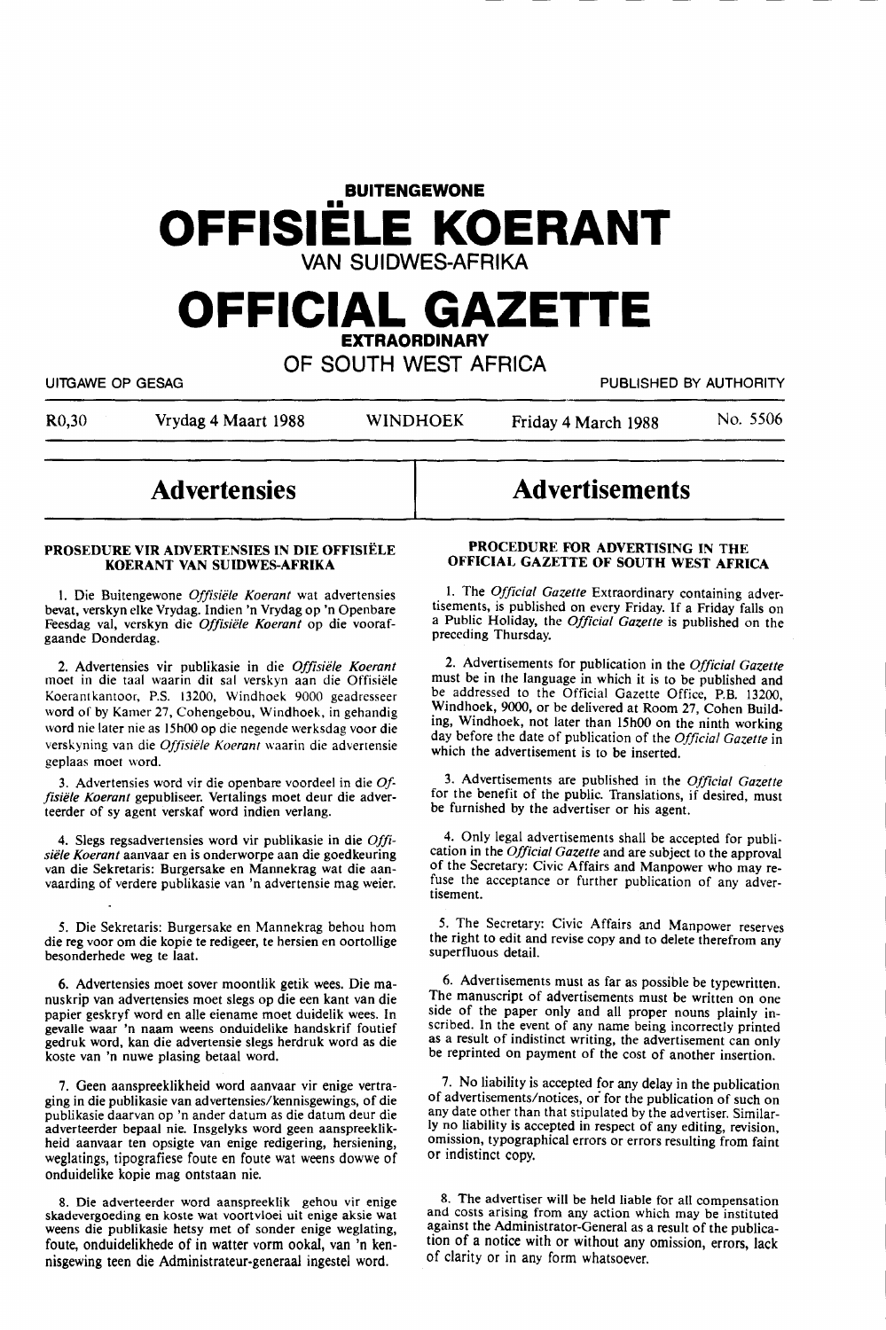# BUITENGEWONE OFFISIËLE KOERANT VAN SUIDWES-AFRIKA

# OFFICIAL GAZETTE EXTRAORDINARY OF SOUTH WEST AFRICA

UITGAWE OP GESAG — PUBLISHED BY AUTHORITY

R0,30 — Vrydag 4 Maart 1988 — WINDHOEK — Friday 4 March 1988 — No. 5506

## Advertensies

### PROSEDURE VIR ADVERTENSIES IN DIE OFFISIËLE KOERANT VAN SUIDWES-AFRIKA

1. Die Buitengewone *Offisiële Koerant* wat advertensies bevat, verskyn elke Vrydag. Indien 'n Vrydag op 'n Openbare Feesdag val, verskyn die *Offisiële Koerant* op die voorafgaande Donderdag.

2. Advertensies vir publikasie in die *Offisiële Koerant* moet in die taal waarin dit sal verskyn aan die Offisiële Koerantkantoor, P.S. 13200, Windhoek 9000 geadresseer word of by Kamer 27, Cohengebou, Windhoek, in gehandig word nie later nie as 15h00 op die negende werksdag voor die verskyning van die *Offisiële Koerant* waarin die advertensie geplaas moet word.

3. Advertensies word vir die openbare voordeel in die *Offisiële Koerant* gepubliseer. Vertalings moet deur die adverteerder of sy agent verskaf word indien verlang.

4. Slegs regsadvertensies word vir publikasie in die *Offisiële Koerant* aanvaar en is onderworpe aan die goedkeuring van die Sekretaris: Burgersake en Mannekrag wat die aanvaarding of verdere publikasie van 'n advertensie mag weier.

5. Die Sekretaris: Burgersake en Mannekrag behou hom die reg voor om die kopie te redigeer, te hersien en oortollige besonderhede weg te laat.

6. Advertensies moet sover moontlik getik wees. Die manuskrip van advertensies moet slegs op die een kant van die papier geskryf word en alle eiename moet duidelik wees. In gevalle waar 'n naam weens onduidelike handskrif foutief gedruk word, kan die advertensie slegs herdruk word as die koste van 'n nuwe plasing betaal word.

7. Geen aanspreeklikheid word aanvaar vir enige vertraging in die publikasie van advertensies/kennisgewings, of die publikasie daarvan op 'n ander datum as die datum deur die adverteerder bepaal nie. Insgelyks word geen aanspreeklikheid aanvaar ten opsigte van enige redigering, hersiening, weglatings, tipografiese foute en foute wat weens dowwe of onduidelike kopie mag ontstaan nie.

8. Die adverteerder word aanspreeklik gehou vir enige skadevergoeding en koste wat voortvloei uit enige aksie wat weens die publikasie hetsy met of sonder enige weglating, foute, onduidelikhede of in watter vorm ookal, van 'n kennisgewing teen die Administrateur-generaal ingestel word.

## Advertisements

### PROCEDURE FOR ADVERTISING IN THE OFFICIAL GAZETTE OF SOUTH WEST AFRICA

1. The *Official Gazette* Extraordinary containing advertisements, is published on every Friday. If a Friday falls on a Public Holiday, the *Official Gazette* is published on the preceding Thursday.

2. Advertisements for publication in the *Official Gazette* must be in the language in which it is to be published and be addressed to the Official Gazette Office, P.B. 13200, Windhoek, 9000, or be delivered at Room 27, Cohen Building, Windhoek, not later than 15h00 on the ninth working day before the date of publication of the *Official Gazette* in which the advertisement is to be inserted.

3. Advertisements are published in the *Official Gazette* for the benefit of the public. Translations, if desired, must be furnished by the advertiser or his agent.

4. Only legal advertisements shall be accepted for publication in the *Official Gazette* and are subject to the approval of the Secretary: Civic Affairs and Manpower who may refuse the acceptance or further publication of any advertisement.

5. The Secretary: Civic Affairs and Manpower reserves the right to edit and revise copy and to delete therefrom any superfluous detail.

6. Advertisements must as far as possible be typewritten. The manuscript of advertisements must be written on one side of the paper only and all proper nouns plainly inscribed. In the event of any name being incorrectly printed as a result of indistinct writing, the advertisement can only be reprinted on payment of the cost of another insertion.

7. No liability is accepted for any delay in the publication of advertisements/notices, or for the publication of such on any date other than that stipulated by the advertiser. Similarly no liability is accepted in respect of any editing, revision, omission, typographical errors or errors resulting from faint or indistinct copy.

8. The advertiser will be held liable for all compensation and costs arising from any action which may be instituted against the Administrator-General as a result of the publication of a notice with or without any omission, errors, lack of clarity or in any form whatsoever.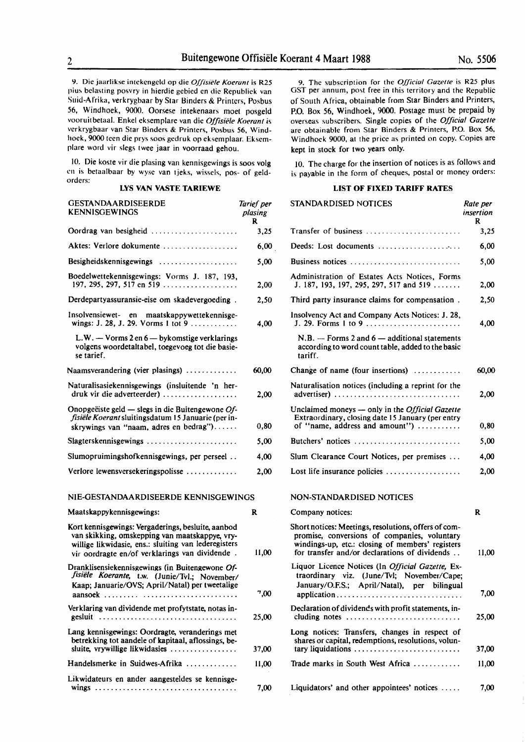9. Die jaarlikse intekengeld op die *Offisiële Koerant* is R25 plus belasting posvry in hierdie gebied en die Republiek van Suid-Afrika, verkrygbaar by Star Binders & Printers, Posbus 56, Windhoek, 9000. Oorsese intekenaars moet posgeld vooruitbetaal. Enkel eksemplare van die *Offisiële Koerant* is verkrygbaar van Star Binders & Printers, Posbus 56, Windhoek, 9000 teen die prys soos gedruk op eksemplaar. Eksemplare word vir slegs twee jaar in voorraad gehou.

10. Die koste vir die plasing van kennisgewings is soos volg en is betaalbaar by wyse van tjeks, wissels, pos- of geldorders:

### LYS VAN VASTE TARIEWE

| GESTANDAARDISEERDE KENNISGEWINGS | Tarief per plasing R |
|---|---|
| Oordrag van besigheid | 3,25 |
| Aktes: Verlore dokumente | 6,00 |
| Besigheidskennisgewings | 5,00 |
| Boedelwettekennisgewings: Vorms J. 187, 193, 197, 295, 297, 517 en 519 | 2,00 |
| Derdepartyassuransie-eise om skadevergoeding | 2,50 |
| Insolvensiewet- en maatskappywettekennisgewings: J. 28, J. 29. Vorms 1 tot 9 | 4,00 |
| L.W. — Vorms 2 en 6 — bykomstige verklarings volgens woordetaltabel, toegevoeg tot die basiese tarief. | |
| Naamsverandering (vier plasings) | 60,00 |
| Naturalisasiekennisgewings (insluitende 'n herdruk vir die adverteerder) | 2,00 |
| Onopgeëiste geld — slegs in die Buitengewone *Offisiële Koerant* sluitingsdatum 15 Januarie (per inskrywings van "naam, adres en bedrag") | 0,80 |
| Slagterskennisgewings | 5,00 |
| Slumopruimingshofkennisgewings, per perseel | 4,00 |
| Verlore lewensversekeringspolisse | 2,00 |

### NIE-GESTANDAARDISEERDE KENNISGEWINGS

| Maatskappykennisgewings: | R |
|---|---|
| Kort kennisgewings: Vergaderings, besluite, aanbod van skikking, omskepping van maatskappye, vrywillige likwidasie, ens.: sluiting van lederegisters vir oordragte en/of verklarings van dividende | 11,00 |
| Dranklisensiekennisgewings (in Buitengewone *Offisiële Koerante*, t.w. (Junie/Tvl.; November/Kaap; Januarie/OVS; April/Natal) per tweetalige aansoek | 7,00 |
| Verklaring van dividende met profytstate, notas ingesluit | 25,00 |
| Lang kennisgewings: Oordragte, veranderings met betrekking tot aandele of kapitaal, aflossings, besluite, vrywillige likwidasies | 37,00 |
| Handelsmerke in Suidwes-Afrika | 11,00 |
| Likwidateurs en ander aangesteldes se kennisgewings | 7,00 |

9. The subscription for the *Official Gazette* is R25 plus GST per annum, post free in this territory and the Republic of South Africa, obtainable from Star Binders and Printers, P.O. Box 56, Windhoek, 9000. Postage must be prepaid by overseas subscribers. Single copies of the *Official Gazette* are obtainable from Star Binders & Printers, P.O. Box 56, Windhoek 9000, at the price as printed on copy. Copies are kept in stock for two years only.

10. The charge for the insertion of notices is as follows and is payable in the form of cheques, postal or money orders:

### LIST OF FIXED TARIFF RATES

| STANDARDISED NOTICES | Rate per insertion R |
|---|---|
| Transfer of business | 3,25 |
| Deeds: Lost documents | 6,00 |
| Business notices | 5,00 |
| Administration of Estates Acts Notices, Forms J. 187, 193, 197, 295, 297, 517 and 519 | 2,00 |
| Third party insurance claims for compensation | 2,50 |
| Insolvency Act and Company Acts Notices: J. 28, J. 29. Forms 1 to 9 | 4,00 |
| N.B. — Forms 2 and 6 — additional statements according to word count table, added to the basic tariff. | |
| Change of name (four insertions) | 60,00 |
| Naturalisation notices (including a reprint for the advertiser) | 2,00 |
| Unclaimed moneys — only in the *Official Gazette* Extraordinary, closing date 15 January (per entry of "name, address and amount") | 0,80 |
| Butchers' notices | 5,00 |
| Slum Clearance Court Notices, per premises | 4,00 |
| Lost life insurance policies | 2,00 |

### NON-STANDARDISED NOTICES

| Company notices: | R |
|---|---|
| Short notices: Meetings, resolutions, offers of compromise, conversions of companies, voluntary windings-up, etc.: closing of members' registers for transfer and/or declarations of dividends | 11,00 |
| Liquor Licence Notices (In *Official Gazette*, Extraordinary viz. (June/Tvl; November/Cape; January/O.F.S.; April/Natal), per bilingual application | 7,00 |
| Declaration of dividends with profit statements, including notes | 25,00 |
| Long notices: Transfers, changes in respect of shares or capital, redemptions, resolutions, voluntary liquidations | 37,00 |
| Trade marks in South West Africa | 11,00 |
| Liquidators' and other appointees' notices | 7,00 |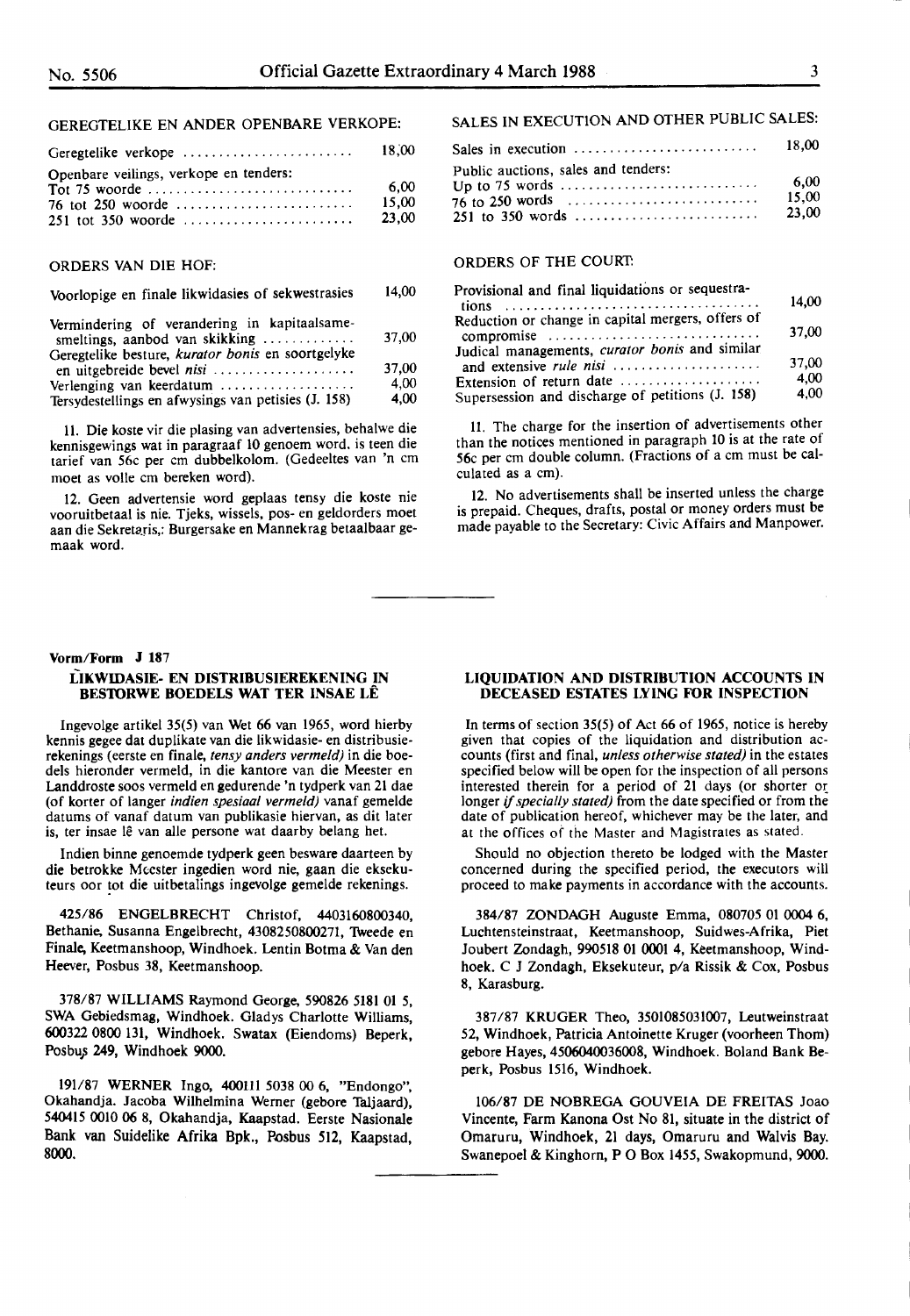GEREGTELIKE EN ANDER OPENBARE VERKOPE:

| | |
|---|---|
| Geregtelike verkope | 18,00 |
| Openbare veilings, verkope en tenders: | |
| Tot 75 woorde | 6,00 |
| 76 tot 250 woorde | 15,00 |
| 251 tot 350 woorde | 23,00 |

ORDERS VAN DIE HOF:

| | |
|---|---|
| Voorlopige en finale likwidasies of sekwestrasies | 14,00 |
| Vermindering of verandering in kapitaalsamesmeltings, aanbod van skikking | 37,00 |
| Geregtelike besture, *kurator bonis* en soortgelyke en uitgebreide bevel *nisi* | 37,00 |
| Verlenging van keerdatum | 4,00 |
| Tersydestellings en afwysings van petisies (J. 158) | 4,00 |

11. Die koste vir die plasing van advertensies, behalwe die kennisgewings wat in paragraaf 10 genoem word, is teen die tarief van 56c per cm dubbelkolom. (Gedeeltes van 'n cm moet as volle cm bereken word).

12. Geen advertensie word geplaas tensy die koste nie vooruitbetaal is nie. Tjeks, wissels, pos- en geldorders moet aan die Sekretaris,: Burgersake en Mannekrag betaalbaar gemaak word.

SALES IN EXECUTION AND OTHER PUBLIC SALES:

| | |
|---|---|
| Sales in execution | 18,00 |
| Public auctions, sales and tenders: | |
| Up to 75 words | 6,00 |
| 76 to 250 words | 15,00 |
| 251 to 350 words | 23,00 |

ORDERS OF THE COURT:

| | |
|---|---|
| Provisional and final liquidations or sequestrations | 14,00 |
| Reduction or change in capital mergers, offers of compromise | 37,00 |
| Judical managements, *curator bonis* and similar and extensive *rule nisi* | 37,00 |
| Extension of return date | 4,00 |
| Supersession and discharge of petitions (J. 158) | 4,00 |

11. The charge for the insertion of advertisements other than the notices mentioned in paragraph 10 is at the rate of 56c per cm double column. (Fractions of a cm must be calculated as a cm).

12. No advertisements shall be inserted unless the charge is prepaid. Cheques, drafts, postal or money orders must be made payable to the Secretary: Civic Affairs and Manpower.

**Vorm/Form J 187**

## LIKWIDASIE- EN DISTRIBUSIEREKENING IN BESTORWE BOEDELS WAT TER INSAE LÊ

Ingevolge artikel 35(5) van Wet 66 van 1965, word hierby kennis gegee dat duplikate van die likwidasie- en distribusierekenings (eerste en finale, *tensy anders vermeld)* in die boedels hieronder vermeld, in die kantore van die Meester en Landdroste soos vermeld en gedurende 'n tydperk van 21 dae (of korter of langer *indien spesiaal vermeld)* vanaf gemelde datums of vanaf datum van publikasie hiervan, as dit later is, ter insae lê van alle persone wat daarby belang het.

Indien binne genoemde tydperk geen besware daarteen by die betrokke Meester ingedien word nie, gaan die eksekuteurs oor tot die uitbetalings ingevolge gemelde rekenings.

425/86 **ENGELBRECHT** Christof, 4403160800340, Bethanie, Susanna Engelbrecht, 4308250800271, Tweede en Finale, Keetmanshoop, Windhoek. Lentin Botma & Van den Heever, Posbus 38, Keetmanshoop.

378/87 **WILLIAMS** Raymond George, 590826 5181 01 5, SWA Gebiedsmag, Windhoek. Gladys Charlotte Williams, 600322 0800 131, Windhoek. Swatax (Eiendoms) Beperk, Posbus 249, Windhoek 9000.

191/87 **WERNER** Ingo, 400111 5038 00 6, "Endongo", Okahandja. Jacoba Wilhelmina Werner (gebore Taljaard), 540415 0010 06 8, Okahandja, Kaapstad. Eerste Nasionale Bank van Suidelike Afrika Bpk., Posbus 512, Kaapstad, 8000.

## LIQUIDATION AND DISTRIBUTION ACCOUNTS IN DECEASED ESTATES LYING FOR INSPECTION

In terms of section 35(5) of Act 66 of 1965, notice is hereby given that copies of the liquidation and distribution accounts (first and final, *unless otherwise stated)* in the estates specified below will be open for the inspection of all persons interested therein for a period of 21 days (or shorter or longer *if specially stated)* from the date specified or from the date of publication hereof, whichever may be the later, and at the offices of the Master and Magistrates as stated.

Should no objection thereto be lodged with the Master concerned during the specified period, the executors will proceed to make payments in accordance with the accounts.

384/87 **ZONDAGH** Auguste Emma, 080705 01 0004 6, Luchtensteinstraat, Keetmanshoop, Suidwes-Afrika, Piet Joubert Zondagh, 990518 01 0001 4, Keetmanshoop, Windhoek. C J Zondagh, Eksekuteur, p/a Rissik & Cox, Posbus 8, Karasburg.

387/87 **KRUGER** Theo, 3501085031007, Leutweinstraat 52, Windhoek, Patricia Antoinette Kruger (voorheen Thom) gebore Hayes, 4506040036008, Windhoek. Boland Bank Beperk, Posbus 1516, Windhoek.

106/87 **DE NOBREGA GOUVEIA DE FREITAS** Joao Vincente, Farm Kanona Ost No 81, situate in the district of Omaruru, Windhoek, 21 days, Omaruru and Walvis Bay. Swanepoel & Kinghorn, P O Box 1455, Swakopmund, 9000.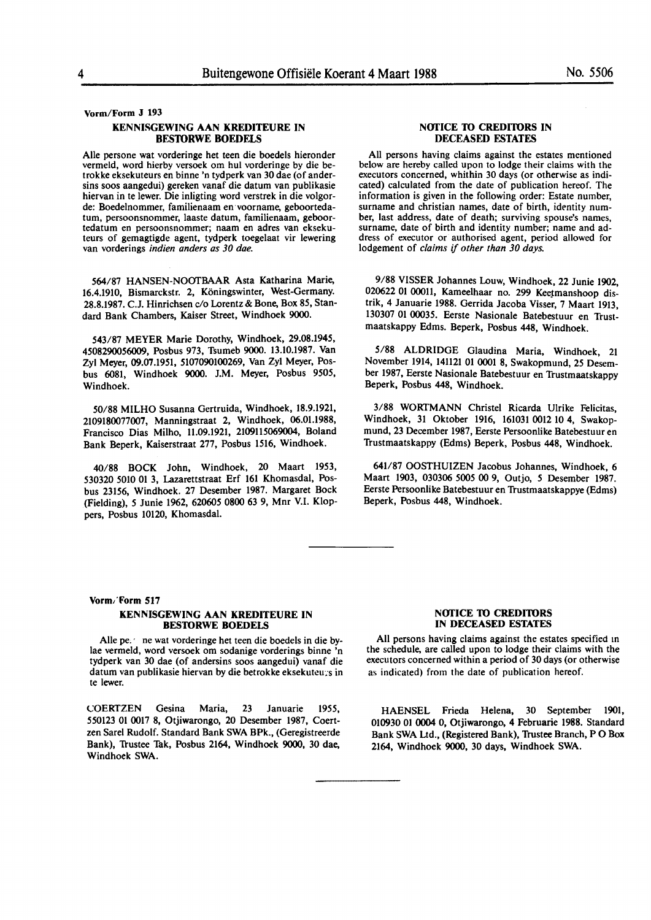Vorm/Form J 193

## KENNISGEWING AAN KREDITEURE IN BESTORWE BOEDELS

Alle persone wat vorderinge het teen die boedels hieronder vermeld, word hierby versoek om hul vorderinge by die betrokke eksekuteurs en binne 'n tydperk van 30 dae (of andersins soos aangedui) gereken vanaf die datum van publikasie hiervan in te lewer. Die inligting word verstrek in die volgorde: Boedelnommer, familienaam en voorname, geboortedatum, persoonsnommer, laaste datum, familienaam, geboortedatum en persoonsnommer; naam en adres van eksekuteurs of gemagtigde agent, tydperk toegelaat vir lewering van vorderings *indien anders as 30 dae.*

564/87 HANSEN-NOOTBAAR Asta Katharina Marie, 16.4.1910, Bismarckstr. 2, Königswinter, West-Germany. 28.8.1987. C.J. Hinrichsen c/o Lorentz & Bone, Box 85, Standard Bank Chambers, Kaiser Street, Windhoek 9000.

543/87 MEYER Marie Dorothy, Windhoek, 29.08.1945, 4508290056009, Posbus 973, Tsumeb 9000. 13.10.1987. Van Zyl Meyer, 09.07.1951, 5107090100269, Van Zyl Meyer, Posbus 6081, Windhoek 9000. J.M. Meyer, Posbus 9505, Windhoek.

50/88 MILHO Susanna Gertruida, Windhoek, 18.9.1921, 2109180077007, Manningstraat 2, Windhoek, 06.01.1988, Francisco Dias Milho, 11.09.1921, 2109115069004, Boland Bank Beperk, Kaiserstraat 277, Posbus 1516, Windhoek.

40/88 BOCK John, Windhoek, 20 Maart 1953, 530320 5010 01 3, Lazarettstraat Erf 161 Khomasdal, Posbus 23156, Windhoek. 27 Desember 1987. Margaret Bock (Fielding), 5 Junie 1962, 620605 0800 63 9, Mnr V.I. Kloppers, Posbus 10120, Khomasdal.

## NOTICE TO CREDITORS IN DECEASED ESTATES

All persons having claims against the estates mentioned below are hereby called upon to lodge their claims with the executors concerned, whithin 30 days (or otherwise as indicated) calculated from the date of publication hereof. The information is given in the following order: Estate number, surname and christian names, date of birth, identity number, last address, date of death; surviving spouse's names, surname, date of birth and identity number; name and address of executor or authorised agent, period allowed for lodgement of *claims if other than 30 days.*

9/88 VISSER Johannes Louw, Windhoek, 22 Junie 1902, 020622 01 00011, Kameelhaar no. 299 Keetmanshoop distrik, 4 Januarie 1988. Gerrida Jacoba Visser, 7 Maart 1913, 130307 01 00035. Eerste Nasionale Batebestuur en Trustmaatskappy Edms. Beperk, Posbus 448, Windhoek.

5/88 ALDRIDGE Glaudina Maria, Windhoek, 21 November 1914, 141121 01 0001 8, Swakopmund, 25 Desember 1987, Eerste Nasionale Batebestuur en Trustmaatskappy Beperk, Posbus 448, Windhoek.

3/88 WORTMANN Christel Ricarda Ulrike Felicitas, Windhoek, 31 Oktober 1916, 161031 0012 10 4, Swakopmund, 23 December 1987, Eerste Persoonlike Batebestuur en Trustmaatskappy (Edms) Beperk, Posbus 448, Windhoek.

641/87 OOSTHUIZEN Jacobus Johannes, Windhoek, 6 Maart 1903, 030306 5005 00 9, Outjo, 5 Desember 1987. Eerste Persoonlike Batebestuur en Trustmaatskappye (Edms) Beperk, Posbus 448, Windhoek.

---

Vorm/Form 517

## KENNISGEWING AAN KREDITEURE IN BESTORWE BOEDELS

Alle persone wat vorderinge het teen die boedels in die bylae vermeld, word versoek om sodanige vorderings binne 'n tydperk van 30 dae (of andersins soos aangedui) vanaf die datum van publikasie hiervan by die betrokke eksekuteurs in te lewer.

COERTZEN Gesina Maria, 23 Januarie 1955, 550123 01 0017 8, Otjiwarongo, 20 Desember 1987, Coertzen Sarel Rudolf. Standard Bank SWA BPk., (Geregistreerde Bank), Trustee Tak, Posbus 2164, Windhoek 9000, 30 dae, Windhoek SWA.

## NOTICE TO CREDITORS IN DECEASED ESTATES

All persons having claims against the estates specified in the schedule, are called upon to lodge their claims with the executors concerned within a period of 30 days (or otherwise as indicated) from the date of publication hereof.

HAENSEL Frieda Helena, 30 September 1901, 010930 01 0004 0, Otjiwarongo, 4 Februarie 1988. Standard Bank SWA Ltd., (Registered Bank), Trustee Branch, P O Box 2164, Windhoek 9000, 30 days, Windhoek SWA.

---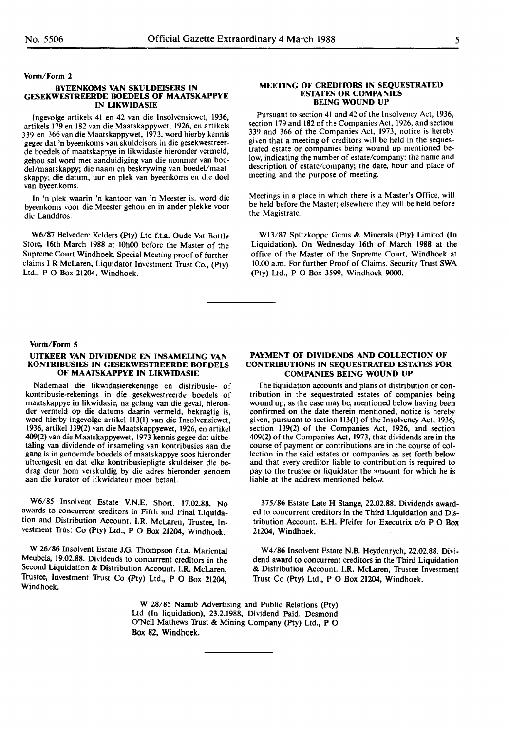Vorm/Form 2

### BYEENKOMS VAN SKULDEISERS IN GESEKWESTREERDE BOEDELS OF MAATSKAPPYE IN LIKWIDASIE

Ingevolge artikels 41 en 42 van die Insolvensiewet, 1936, artikels 179 en 182 van die Maatskappywet, 1926, en artikels 339 en 366 van die Maatskappywet, 1973, word hierby kennis gegee dat 'n byeenkoms van skuldeisers in die gesekwestreerde boedels of maatskappye in likwidasie hieronder vermeld, gehou sal word met aanduiding van die nommer van boedel/maatskappy; die naam en beskrywing van boedel/maatskappy; die datum, uur en plek van byeenkoms en die doel van byeenkoms.

In 'n plek waarin 'n kantoor van 'n Meester is, word die byeenkoms voor die Meester gehou en in ander plekke voor die Landdros.

W6/87 Belvedere Kelders (Pty) Ltd f.t.a. Oude Vat Bottle Store, 16th March 1988 at 10h00 before the Master of the Supreme Court Windhoek. Special Meeting proof of further claims I R McLaren, Liquidator Investment Trust Co., (Pty) Ltd., P O Box 21204, Windhoek.

### MEETING OF CREDITORS IN SEQUESTRATED ESTATES OR COMPANIES BEING WOUND UP

Pursuant to section 41 and 42 of the Insolvency Act, 1936, section 179 and 182 of the Companies Act, 1926, and section 339 and 366 of the Companies Act, 1973, notice is hereby given that a meeting of creditors will be held in the sequestrated estate or companies being wound up mentioned below, indicating the number of estate/company: the name and description of estate/company; the date, hour and place of meeting and the purpose of meeting.

Meetings in a place in which there is a Master's Office, will be held before the Master; elsewhere they will be held before the Magistrate.

W13/87 Spitzkoppe Gems & Minerals (Pty) Limited (In Liquidation). On Wednesday 16th of March 1988 at the office of the Master of the Supreme Court, Windhoek at 10.00 a.m. For further Proof of Claims. Security Trust SWA (Pty) Ltd., P O Box 3599, Windhoek 9000.

---

Vorm/Form 5

### UITKEER VAN DIVIDENDE EN INSAMELING VAN KONTRIBUSIES IN GESEKWESTREERDE BOEDELS OF MAATSKAPPYE IN LIKWIDASIE

Nademaal die likwidasierekeninge en distribusie- of kontribusie-rekenings in die gesekwestreerde boedels of maatskappye in likwidasie, na gelang van die geval, hieronder vermeld op die datums daarin vermeld, bekragtig is, word hierby ingevolge artikel 113(1) van die Insolvensiewet, 1936, artikel 139(2) van die Maatskappyewet, 1926, en artikel 409(2) van die Maatskappyewet, 1973 kennis gegee dat uitbetaling van dividende of insameling van kontribusies aan die gang is in genoemde boedels of maatskappye soos hieronder uiteengesit en dat elke kontribusiepligte skuldeiser die bedrag deur hom verskuldig by die adres hieronder genoem aan die kurator of likwidateur moet betaal.

W6/85 Insolvent Estate V.N.E. Short. 17.02.88. No awards to concurrent creditors in Fifth and Final Liquidation and Distribution Account. I.R. McLaren, Trustee, Investment Trust Co (Pty) Ltd., P O Box 21204, Windhoek.

W 26/86 Insolvent Estate J.G. Thompson f.t.a. Mariental Meubels, 19.02.88. Dividends to concurrent creditors in the Second Liquidation & Distribution Account. I.R. McLaren, Trustee, Investment Trust Co (Pty) Ltd., P O Box 21204, Windhoek.

### PAYMENT OF DIVIDENDS AND COLLECTION OF CONTRIBUTIONS IN SEQUESTRATED ESTATES FOR COMPANIES BEING WOUND UP

The liquidation accounts and plans of distribution or contribution in the sequestrated estates of companies being wound up, as the case may be, mentioned below having been confirmed on the date therein mentioned, notice is hereby given, pursuant to section 113(1) of the Insolvency Act, 1936, section 139(2) of the Companies Act, 1926, and section 409(2) of the Companies Act, 1973, that dividends are in the course of payment or contributions are in the course of collection in the said estates or companies as set forth below and that every creditor liable to contribution is required to pay to the trustee or liquidator the amount for which he is liable at the address mentioned below.

375/86 Estate Late H Stange, 22.02.88. Dividends awarded to concurrent creditors in the Third Liquidation and Distribution Account. E.H. Pfeifer for Executrix c/o P O Box 21204, Windhoek.

W4/86 Insolvent Estate N.B. Heydenrych, 22.02.88. Dividend award to concurrent creditors in the Third Liquidation & Distribution Account. I.R. McLaren, Trustee Investment Trust Co (Pty) Ltd., P O Box 21204, Windhoek.

W 28/85 Namib Advertising and Public Relations (Pty) Ltd (In liquidation), 23.2.1988, Dividend Paid. Desmond O'Neil Mathews Trust & Mining Company (Pty) Ltd., P O Box 82, Windhoek.

---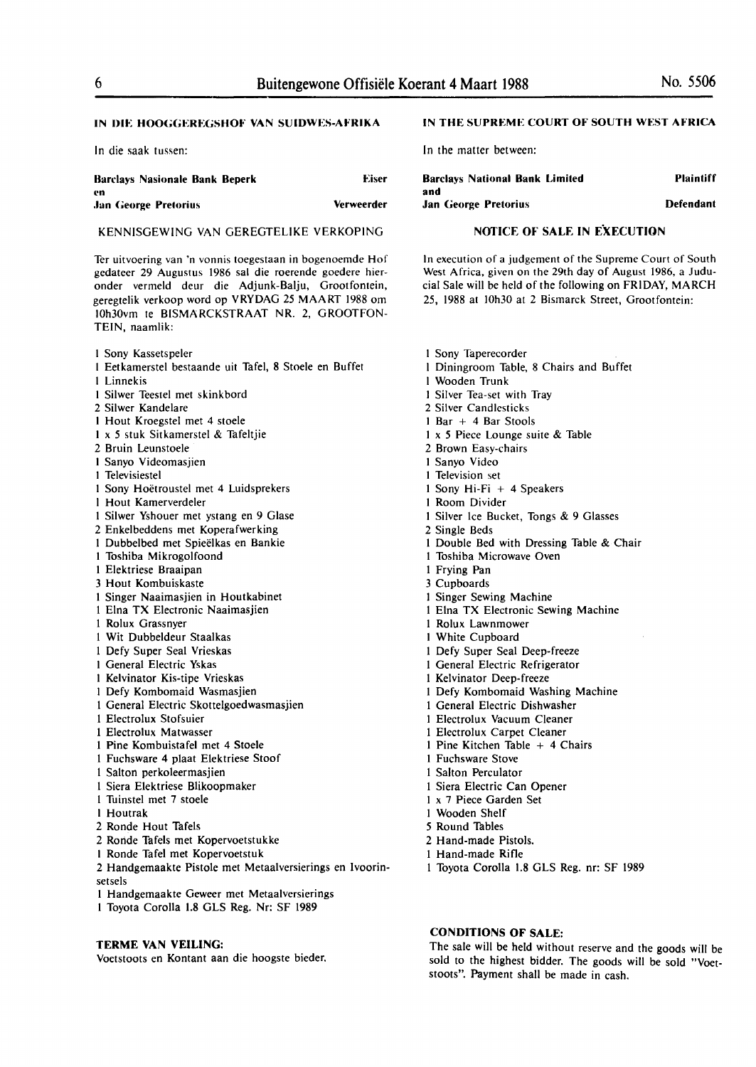## IN DIE HOOGGEREGSHOF VAN SUIDWES-AFRIKA

In die saak tussen:

| | |
|---|---|
| **Barclays Nasionale Bank Beperk** | **Eiser** |
| **en** | |
| **Jan George Pretorius** | **Verweerder** |

KENNISGEWING VAN GEREGTELIKE VERKOPING

Ter uitvoering van 'n vonnis toegestaan in bogenoemde Hof gedateer 29 Augustus 1986 sal die roerende goedere hieronder vermeld deur die Adjunk-Balju, Grootfontein, geregtelik verkoop word op VRYDAG 25 MAART 1988 om 10h30vm te BISMARCKSTRAAT NR. 2, GROOTFONTEIN, naamlik:

1 Sony Kassetspeler
1 Eetkamerstel bestaande uit Tafel, 8 Stoele en Buffet
1 Linnekis
1 Silwer Teestel met skinkbord
2 Silwer Kandelare
1 Hout Kroegstel met 4 stoele
1 x 5 stuk Sitkamerstel & Tafeltjie
2 Bruin Leunstoele
1 Sanyo Videomasjien
1 Televisiestel
1 Sony Hoëtroustel met 4 Luidsprekers
1 Hout Kamerverdeler
1 Silwer Yshouer met ystang en 9 Glase
2 Enkelbeddens met Koperafwerking
1 Dubbelbed met Spieëlkas en Bankie
1 Toshiba Mikrogolfoond
1 Elektriese Braaipan
3 Hout Kombuiskaste
1 Singer Naaimasjien in Houtkabinet
1 Elna TX Electronic Naaimasjien
1 Rolux Grassnyer
1 Wit Dubbeldeur Staalkas
1 Defy Super Seal Vrieskas
1 General Electric Yskas
1 Kelvinator Kis-tipe Vrieskas
1 Defy Kombomaid Wasmasjien
1 General Electric Skottelgoedwasmasjien
1 Electrolux Stofsuier
1 Electrolux Matwasser
1 Pine Kombuistafel met 4 Stoele
1 Fuchsware 4 plaat Elektriese Stoof
1 Salton perkoleermasjien
1 Siera Elektriese Blikoopmaker
1 Tuinstel met 7 stoele
1 Houtrak
2 Ronde Hout Tafels
2 Ronde Tafels met Kopervoetstukke
1 Ronde Tafel met Kopervoetstuk
2 Handgemaakte Pistole met Metaalversierings en Ivoorinsetsels
1 Handgemaakte Geweer met Metaalversierings
1 Toyota Corolla 1.8 GLS Reg. Nr: SF 1989

**TERME VAN VEILING:**
Voetstoots en Kontant aan die hoogste bieder.

## IN THE SUPREME COURT OF SOUTH WEST AFRICA

In the matter between:

| | |
|---|---|
| **Barclays National Bank Limited** | **Plaintiff** |
| **and** | |
| **Jan George Pretorius** | **Defendant** |

**NOTICE OF SALE IN EXECUTION**

In execution of a judgement of the Supreme Court of South West Africa, given on the 29th day of August 1986, a Juducial Sale will be held of the following on FRIDAY, MARCH 25, 1988 at 10h30 at 2 Bismarck Street, Grootfontein:

1 Sony Taperecorder
1 Diningroom Table, 8 Chairs and Buffet
1 Wooden Trunk
1 Silver Tea-set with Tray
2 Silver Candlesticks
1 Bar + 4 Bar Stools
1 x 5 Piece Lounge suite & Table
2 Brown Easy-chairs
1 Sanyo Video
1 Television set
1 Sony Hi-Fi + 4 Speakers
1 Room Divider
1 Silver Ice Bucket, Tongs & 9 Glasses
2 Single Beds
1 Double Bed with Dressing Table & Chair
1 Toshiba Microwave Oven
1 Frying Pan
3 Cupboards
1 Singer Sewing Machine
1 Elna TX Electronic Sewing Machine
1 Rolux Lawnmower
1 White Cupboard
1 Defy Super Seal Deep-freeze
1 General Electric Refrigerator
1 Kelvinator Deep-freeze
1 Defy Kombomaid Washing Machine
1 General Electric Dishwasher
1 Electrolux Vacuum Cleaner
1 Electrolux Carpet Cleaner
1 Pine Kitchen Table + 4 Chairs
1 Fuchsware Stove
1 Salton Perculator
1 Siera Electric Can Opener
1 x 7 Piece Garden Set
1 Wooden Shelf
5 Round Tables
2 Hand-made Pistols.
1 Hand-made Rifle
1 Toyota Corolla 1.8 GLS Reg. nr: SF 1989

**CONDITIONS OF SALE:**
The sale will be held without reserve and the goods will be sold to the highest bidder. The goods will be sold "Voetstoots". Payment shall be made in cash.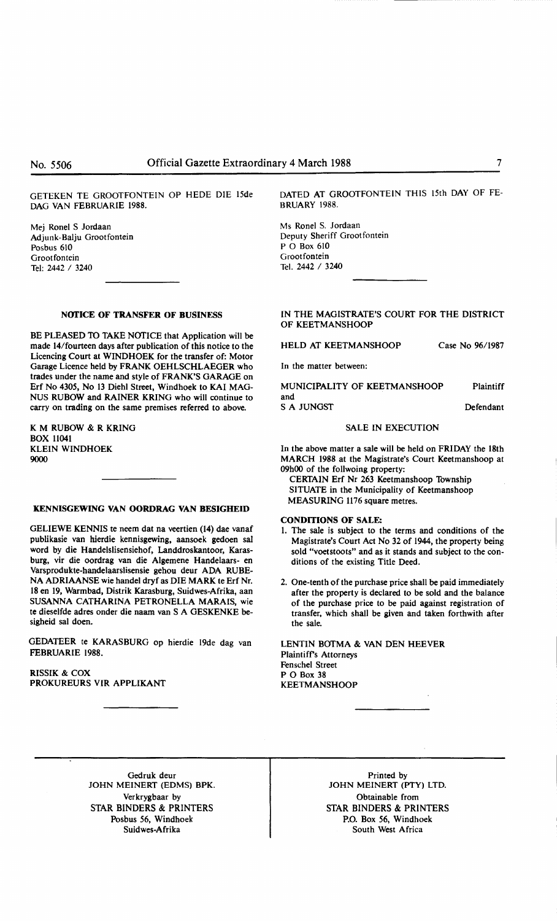GETEKEN TE GROOTFONTEIN OP HEDE DIE 15de DAG VAN FEBRUARIE 1988.

Mej Ronel S Jordaan
Adjunk-Balju Grootfontein
Posbus 610
Grootfontein
Tel: 2442 / 3240

DATED AT GROOTFONTEIN THIS 15th DAY OF FEBRUARY 1988.

Ms Ronel S. Jordaan
Deputy Sheriff Grootfontein
P O Box 610
Grootfontein
Tel. 2442 / 3240

---

**NOTICE OF TRANSFER OF BUSINESS**

BE PLEASED TO TAKE NOTICE that Application will be made 14/fourteen days after publication of this notice to the Licencing Court at WINDHOEK for the transfer of: Motor Garage Licence held by FRANK OEHLSCHLAEGER who trades under the name and style of FRANK'S GARAGE on Erf No 4305, No 13 Diehl Street, Windhoek to KAI MAGNUS RUBOW and RAINER KRING who will continue to carry on trading on the same premises referred to above.

K M RUBOW & R KRING
BOX 11041
KLEIN WINDHOEK
9000

---

**KENNISGEWING VAN OORDRAG VAN BESIGHEID**

GELIEWE KENNIS te neem dat na veertien (14) dae vanaf publikasie van hierdie kennisgewing, aansoek gedoen sal word by die Handelslisensiehof, Landdroskantoor, Karasburg, vir die oordrag van die Algemene Handelaars- en Varsprodukte-handelaarslisensie gehou deur ADA RUBENA ADRIAANSE wie handel dryf as DIE MARK te Erf Nr. 18 en 19, Warmbad, Distrik Karasburg, Suidwes-Afrika, aan SUSANNA CATHARINA PETRONELLA MARAIS, wie te dieselfde adres onder die naam van S A GESKENKE besigheid sal doen.

GEDATEER te KARASBURG op hierdie 19de dag van FEBRUARIE 1988.

RISSIK & COX
PROKUREURS VIR APPLIKANT

---

IN THE MAGISTRATE'S COURT FOR THE DISTRICT OF KEETMANSHOOP

HELD AT KEETMANSHOOP Case No 96/1987

In the matter between:

MUNICIPALITY OF KEETMANSHOOP Plaintiff
and
S A JUNGST Defendant

SALE IN EXECUTION

In the above matter a sale will be held on FRIDAY the 18th MARCH 1988 at the Magistrate's Court Keetmanshoop at 09h00 of the follwoing property:

CERTAIN Erf Nr 263 Keetmanshoop Township
SITUATE in the Municipality of Keetmanshoop
MEASURING 1176 square metres.

**CONDITIONS OF SALE:**

1. The sale is subject to the terms and conditions of the Magistrate's Court Act No 32 of 1944, the property being sold "voetstoots" and as it stands and subject to the conditions of the existing Title Deed.
2. One-tenth of the purchase price shall be paid immediately after the property is declared to be sold and the balance of the purchase price to be paid against registration of transfer, which shall be given and taken forthwith after the sale.

LENTIN BOTMA & VAN DEN HEEVER
Plaintiff's Attorneys
Fenschel Street
P O Box 38
KEETMANSHOOP

---

Gedruk deur
JOHN MEINERT (EDMS) BPK.
Verkrygbaar by
STAR BINDERS & PRINTERS
Posbus 56, Windhoek
Suidwes-Afrika

Printed by
JOHN MEINERT (PTY) LTD.
Obtainable from
STAR BINDERS & PRINTERS
P.O. Box 56, Windhoek
South West Africa